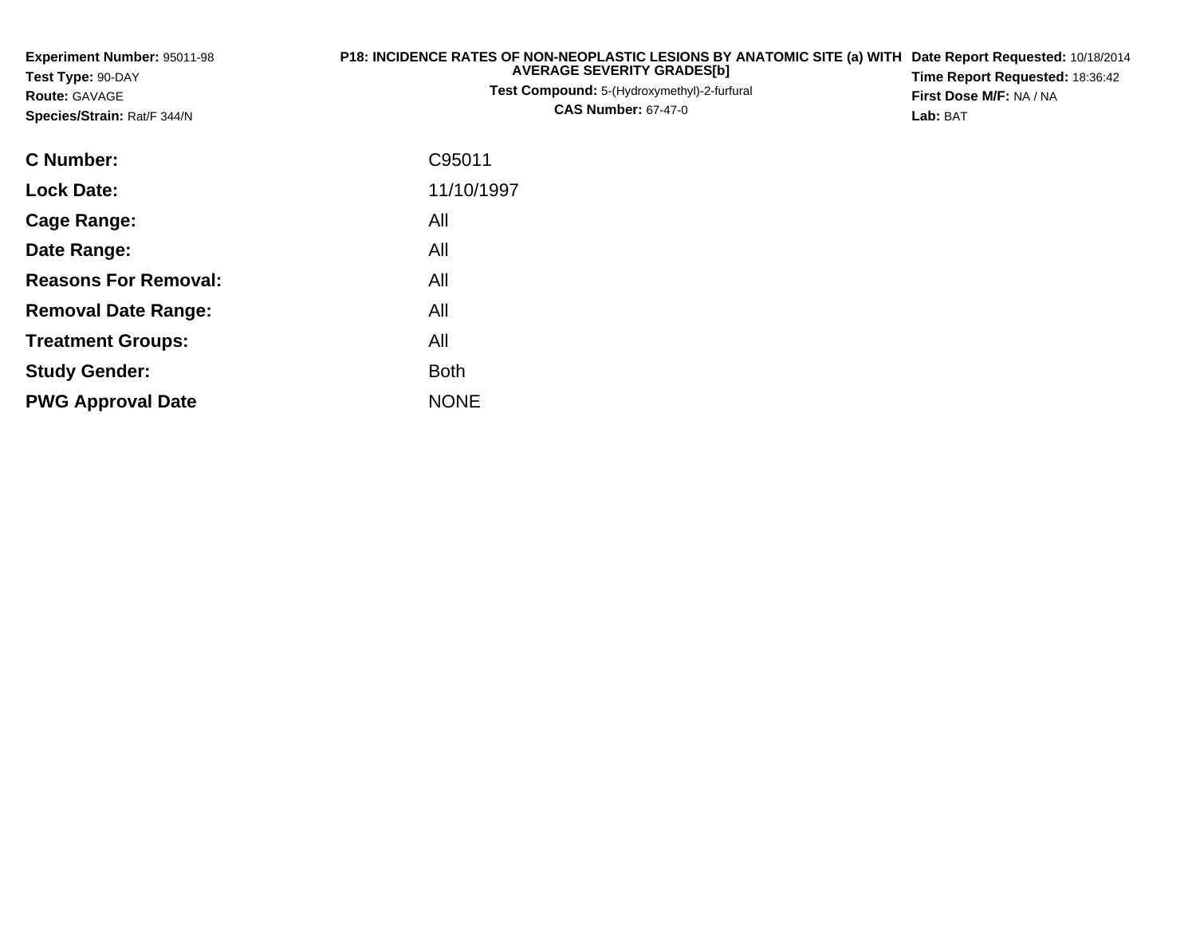**Experiment Number:** 95011-98
**Test Type:** 90-DAY
**Route:** GAVAGE
**Species/Strain:** Rat/F 344/N

**P18: INCIDENCE RATES OF NON-NEOPLASTIC LESIONS BY ANATOMIC SITE (a) WITH AVERAGE SEVERITY GRADES[b]**
**Test Compound:** 5-(Hydroxymethyl)-2-furfural
**CAS Number:** 67-47-0

**Date Report Requested:** 10/18/2014
**Time Report Requested:** 18:36:42
**First Dose M/F:** NA / NA
**Lab:** BAT

| | |
|---|---|
| **C Number:** | C95011 |
| **Lock Date:** | 11/10/1997 |
| **Cage Range:** | All |
| **Date Range:** | All |
| **Reasons For Removal:** | All |
| **Removal Date Range:** | All |
| **Treatment Groups:** | All |
| **Study Gender:** | Both |
| **PWG Approval Date** | NONE |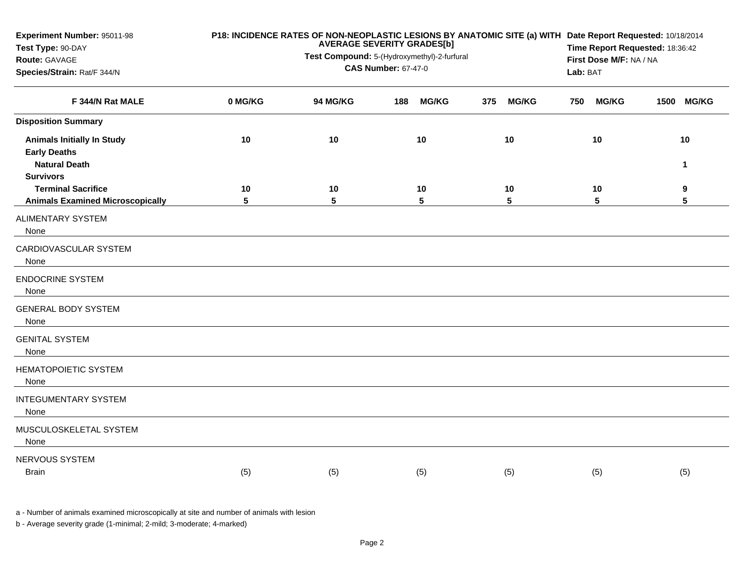**Experiment Number:** 95011-98
**Test Type:** 90-DAY
**Route:** GAVAGE
**Species/Strain:** Rat/F 344/N

**P18: INCIDENCE RATES OF NON-NEOPLASTIC LESIONS BY ANATOMIC SITE (a) WITH AVERAGE SEVERITY GRADES[b]**
**Test Compound:** 5-(Hydroxymethyl)-2-furfural
**CAS Number:** 67-47-0

**Date Report Requested:** 10/18/2014
**Time Report Requested:** 18:36:42
**First Dose M/F:** NA / NA
**Lab:** BAT

| F 344/N Rat MALE | 0 MG/KG | 94 MG/KG | 188 MG/KG | 375 MG/KG | 750 MG/KG | 1500 MG/KG |
|---|---|---|---|---|---|---|
| **Disposition Summary** | | | | | | |
| **Animals Initially In Study** | 10 | 10 | 10 | 10 | 10 | 10 |
| **Early Deaths** | | | | | | |
| **Natural Death** | | | | | | 1 |
| **Survivors** | | | | | | |
| **Terminal Sacrifice** | 10 | 10 | 10 | 10 | 10 | 9 |
| **Animals Examined Microscopically** | 5 | 5 | 5 | 5 | 5 | 5 |
| ALIMENTARY SYSTEM | | | | | | |
| None | | | | | | |
| CARDIOVASCULAR SYSTEM | | | | | | |
| None | | | | | | |
| ENDOCRINE SYSTEM | | | | | | |
| None | | | | | | |
| GENERAL BODY SYSTEM | | | | | | |
| None | | | | | | |
| GENITAL SYSTEM | | | | | | |
| None | | | | | | |
| HEMATOPOIETIC SYSTEM | | | | | | |
| None | | | | | | |
| INTEGUMENTARY SYSTEM | | | | | | |
| None | | | | | | |
| MUSCULOSKELETAL SYSTEM | | | | | | |
| None | | | | | | |
| NERVOUS SYSTEM | | | | | | |
| Brain | (5) | (5) | (5) | (5) | (5) | (5) |

a - Number of animals examined microscopically at site and number of animals with lesion

b - Average severity grade (1-minimal; 2-mild; 3-moderate; 4-marked)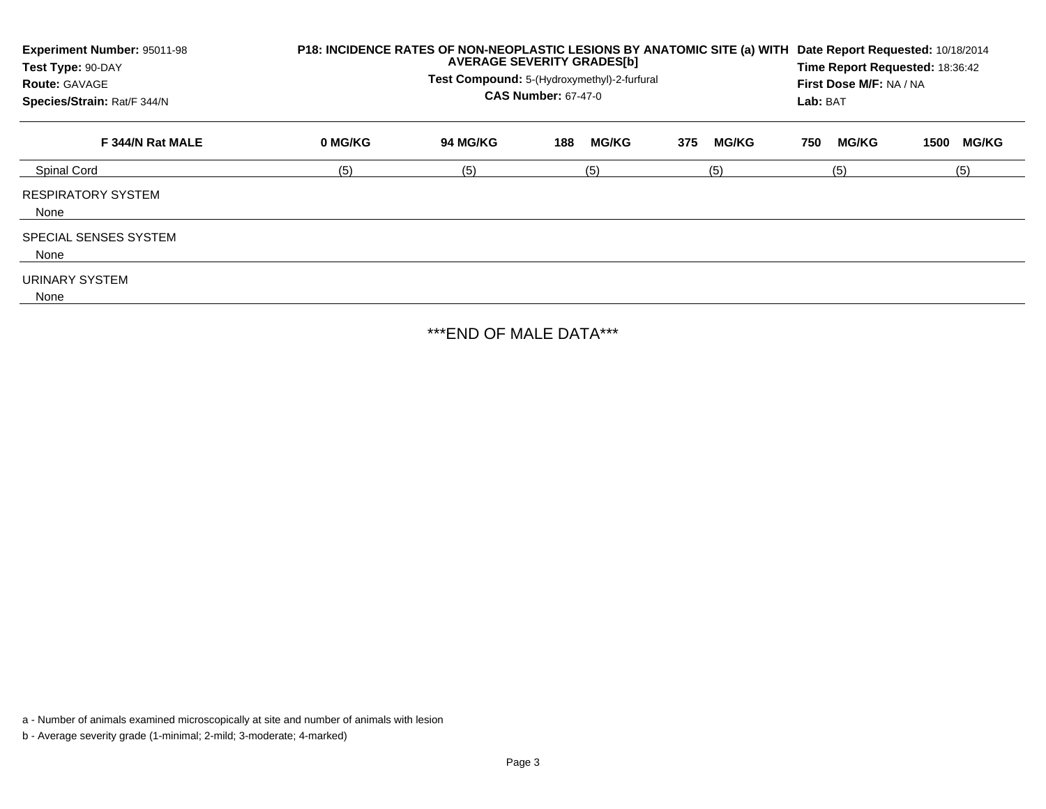**Experiment Number:** 95011-98
**Test Type:** 90-DAY
**Route:** GAVAGE
**Species/Strain:** Rat/F 344/N

**P18: INCIDENCE RATES OF NON-NEOPLASTIC LESIONS BY ANATOMIC SITE (a) WITH AVERAGE SEVERITY GRADES[b]**
**Test Compound:** 5-(Hydroxymethyl)-2-furfural
**CAS Number:** 67-47-0

**Date Report Requested:** 10/18/2014
**Time Report Requested:** 18:36:42
**First Dose M/F:** NA / NA
**Lab:** BAT

| F 344/N Rat MALE | 0 MG/KG | 94 MG/KG | 188 MG/KG | 375 MG/KG | 750 MG/KG | 1500 MG/KG |
|---|---|---|---|---|---|---|
| Spinal Cord | (5) | (5) | (5) | (5) | (5) | (5) |
| RESPIRATORY SYSTEM | | | | | | |
| None | | | | | | |
| SPECIAL SENSES SYSTEM | | | | | | |
| None | | | | | | |
| URINARY SYSTEM | | | | | | |
| None | | | | | | |

***END OF MALE DATA***

a - Number of animals examined microscopically at site and number of animals with lesion

b - Average severity grade (1-minimal; 2-mild; 3-moderate; 4-marked)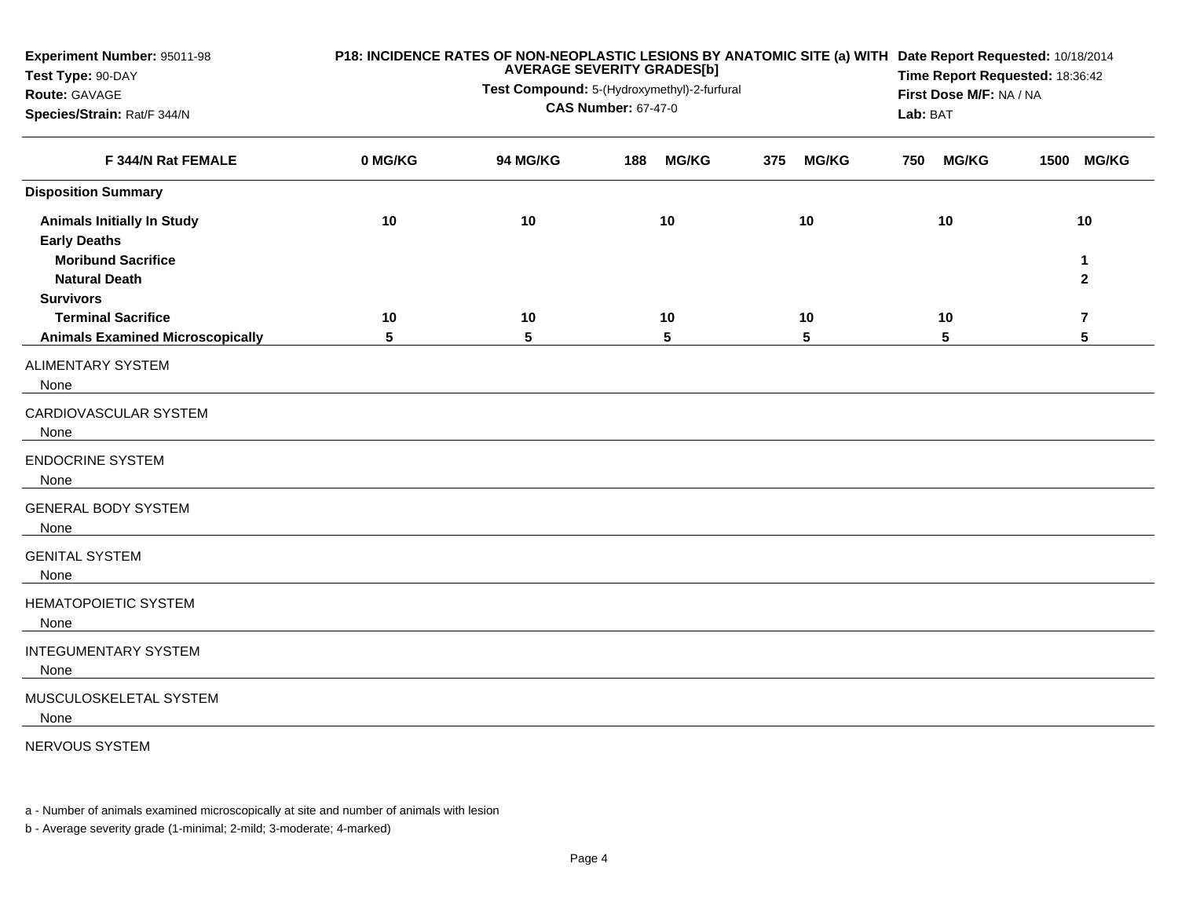**Experiment Number:** 95011-98
**Test Type:** 90-DAY
**Route:** GAVAGE
**Species/Strain:** Rat/F 344/N

**P18: INCIDENCE RATES OF NON-NEOPLASTIC LESIONS BY ANATOMIC SITE (a) WITH AVERAGE SEVERITY GRADES[b]**
**Test Compound:** 5-(Hydroxymethyl)-2-furfural
**CAS Number:** 67-47-0

**Date Report Requested:** 10/18/2014
**Time Report Requested:** 18:36:42
**First Dose M/F:** NA / NA
**Lab:** BAT

| F 344/N Rat FEMALE | 0 MG/KG | 94 MG/KG | 188 MG/KG | 375 MG/KG | 750 MG/KG | 1500 MG/KG |
|---|---|---|---|---|---|---|
| **Disposition Summary** | | | | | | |
| **Animals Initially In Study** | 10 | 10 | 10 | 10 | 10 | 10 |
| **Early Deaths** | | | | | | |
| **Moribund Sacrifice** | | | | | | 1 |
| **Natural Death** | | | | | | 2 |
| **Survivors** | | | | | | |
| **Terminal Sacrifice** | 10 | 10 | 10 | 10 | 10 | 7 |
| **Animals Examined Microscopically** | 5 | 5 | 5 | 5 | 5 | 5 |
| ALIMENTARY SYSTEM | | | | | | |
| None | | | | | | |
| CARDIOVASCULAR SYSTEM | | | | | | |
| None | | | | | | |
| ENDOCRINE SYSTEM | | | | | | |
| None | | | | | | |
| GENERAL BODY SYSTEM | | | | | | |
| None | | | | | | |
| GENITAL SYSTEM | | | | | | |
| None | | | | | | |
| HEMATOPOIETIC SYSTEM | | | | | | |
| None | | | | | | |
| INTEGUMENTARY SYSTEM | | | | | | |
| None | | | | | | |
| MUSCULOSKELETAL SYSTEM | | | | | | |
| None | | | | | | |
| NERVOUS SYSTEM | | | | | | |

a - Number of animals examined microscopically at site and number of animals with lesion

b - Average severity grade (1-minimal; 2-mild; 3-moderate; 4-marked)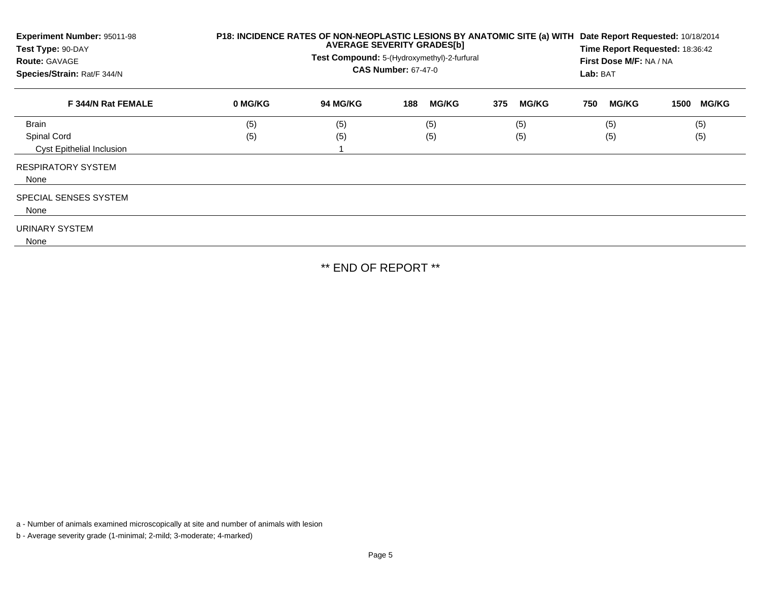**Experiment Number:** 95011-98
**Test Type:** 90-DAY
**Route:** GAVAGE
**Species/Strain:** Rat/F 344/N

**P18: INCIDENCE RATES OF NON-NEOPLASTIC LESIONS BY ANATOMIC SITE (a) WITH AVERAGE SEVERITY GRADES[b]**
**Test Compound:** 5-(Hydroxymethyl)-2-furfural
**CAS Number:** 67-47-0

**Date Report Requested:** 10/18/2014
**Time Report Requested:** 18:36:42
**First Dose M/F:** NA / NA
**Lab:** BAT

| F 344/N Rat FEMALE | 0 MG/KG | 94 MG/KG | 188 MG/KG | 375 MG/KG | 750 MG/KG | 1500 MG/KG |
|---|---|---|---|---|---|---|
| Brain | (5) | (5) | (5) | (5) | (5) | (5) |
| Spinal Cord | (5) | (5) | (5) | (5) | (5) | (5) |
| Cyst Epithelial Inclusion | | 1 | | | | |
| RESPIRATORY SYSTEM | | | | | | |
| None | | | | | | |
| SPECIAL SENSES SYSTEM | | | | | | |
| None | | | | | | |
| URINARY SYSTEM | | | | | | |
| None | | | | | | |

** END OF REPORT **

a - Number of animals examined microscopically at site and number of animals with lesion

b - Average severity grade (1-minimal; 2-mild; 3-moderate; 4-marked)